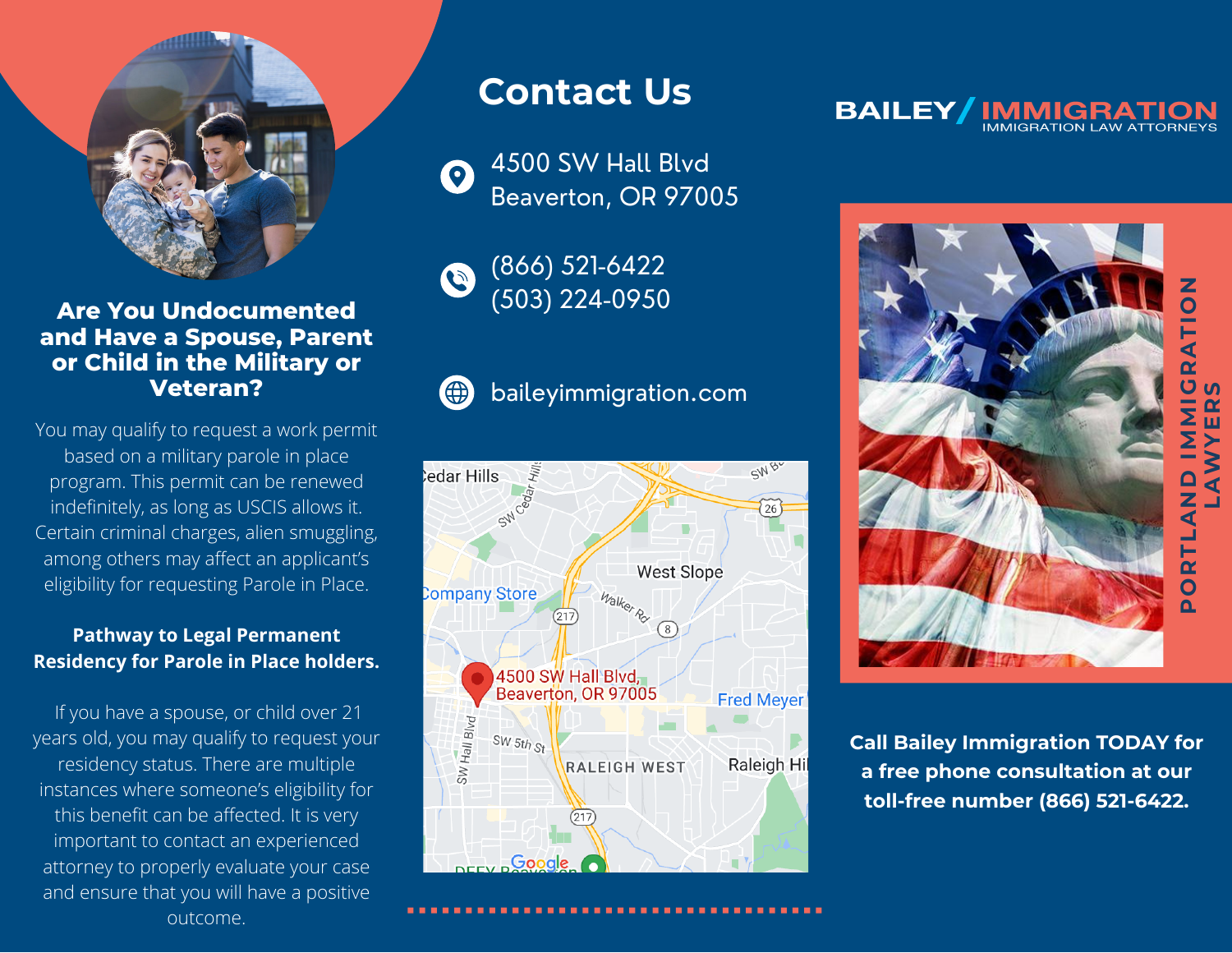## Are You Undocumented and Have a Spouse, Parent or Child in the Military or Veteran?

You may qualify to request a work permit based on a military parole in place program. This permit can be renewed indefinitely, as long as USCIS allows it. Certain criminal charges, alien smuggling, among others may affect an applicant's eligibility for requesting Parole in Place.

**Pathway to Legal Permanent Residency for Parole in Place holders.**

If you have a spouse, or child over 21 years old, you may qualify to request your residency status. There are multiple instances where someone's eligibility for this benefit can be affected. It is very important to contact an experienced attorney to properly evaluate your case and ensure that you will have a positive outcome.

# Contact Us

4500 SW Hall Blvd
Beaverton, OR 97005

(866) 521-6422
(503) 224-0950

baileyimmigration.com

**BAILEY / IMMIGRATION**
IMMIGRATION LAW ATTORNEYS

PORTLAND IMMIGRATION LAWYERS

**Call Bailey Immigration TODAY for a free phone consultation at our toll-free number (866) 521-6422.**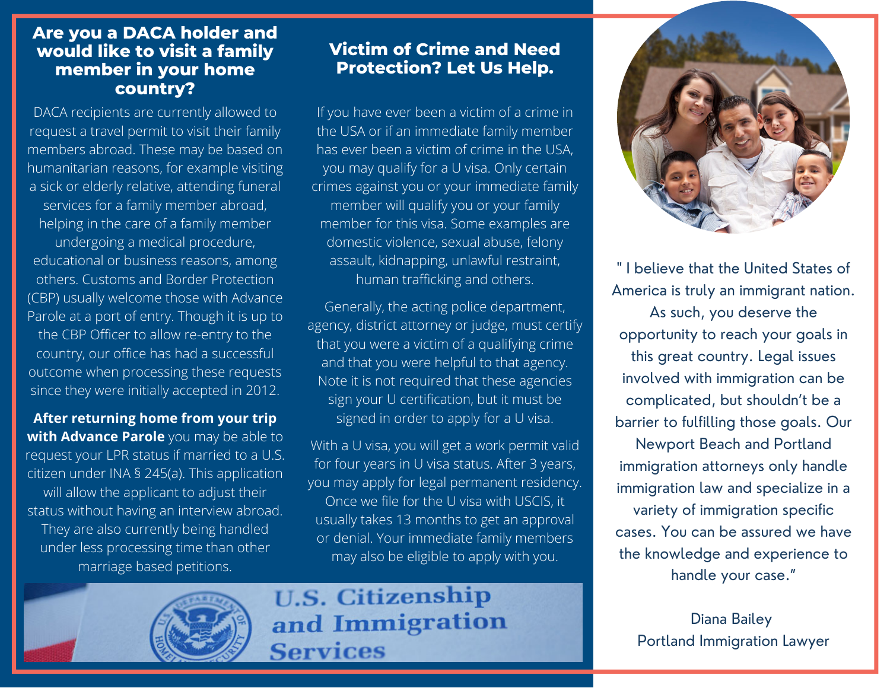## Are you a DACA holder and would like to visit a family member in your home country?

DACA recipients are currently allowed to request a travel permit to visit their family members abroad. These may be based on humanitarian reasons, for example visiting a sick or elderly relative, attending funeral services for a family member abroad, helping in the care of a family member undergoing a medical procedure, educational or business reasons, among others. Customs and Border Protection (CBP) usually welcome those with Advance Parole at a port of entry. Though it is up to the CBP Officer to allow re-entry to the country, our office has had a successful outcome when processing these requests since they were initially accepted in 2012.

**After returning home from your trip with Advance Parole** you may be able to request your LPR status if married to a U.S. citizen under INA § 245(a). This application will allow the applicant to adjust their status without having an interview abroad. They are also currently being handled under less processing time than other marriage based petitions.

## Victim of Crime and Need Protection? Let Us Help.

If you have ever been a victim of a crime in the USA or if an immediate family member has ever been a victim of crime in the USA, you may qualify for a U visa. Only certain crimes against you or your immediate family member will qualify you or your family member for this visa. Some examples are domestic violence, sexual abuse, felony assault, kidnapping, unlawful restraint, human trafficking and others.

Generally, the acting police department, agency, district attorney or judge, must certify that you were a victim of a qualifying crime and that you were helpful to that agency. Note it is not required that these agencies sign your U certification, but it must be signed in order to apply for a U visa.

With a U visa, you will get a work permit valid for four years in U visa status. After 3 years, you may apply for legal permanent residency. Once we file for the U visa with USCIS, it usually takes 13 months to get an approval or denial. Your immediate family members may also be eligible to apply with you.

" I believe that the United States of America is truly an immigrant nation. As such, you deserve the opportunity to reach your goals in this great country. Legal issues involved with immigration can be complicated, but shouldn't be a barrier to fulfilling those goals. Our Newport Beach and Portland immigration attorneys only handle immigration law and specialize in a variety of immigration specific cases. You can be assured we have the knowledge and experience to handle your case."

Diana Bailey
Portland Immigration Lawyer